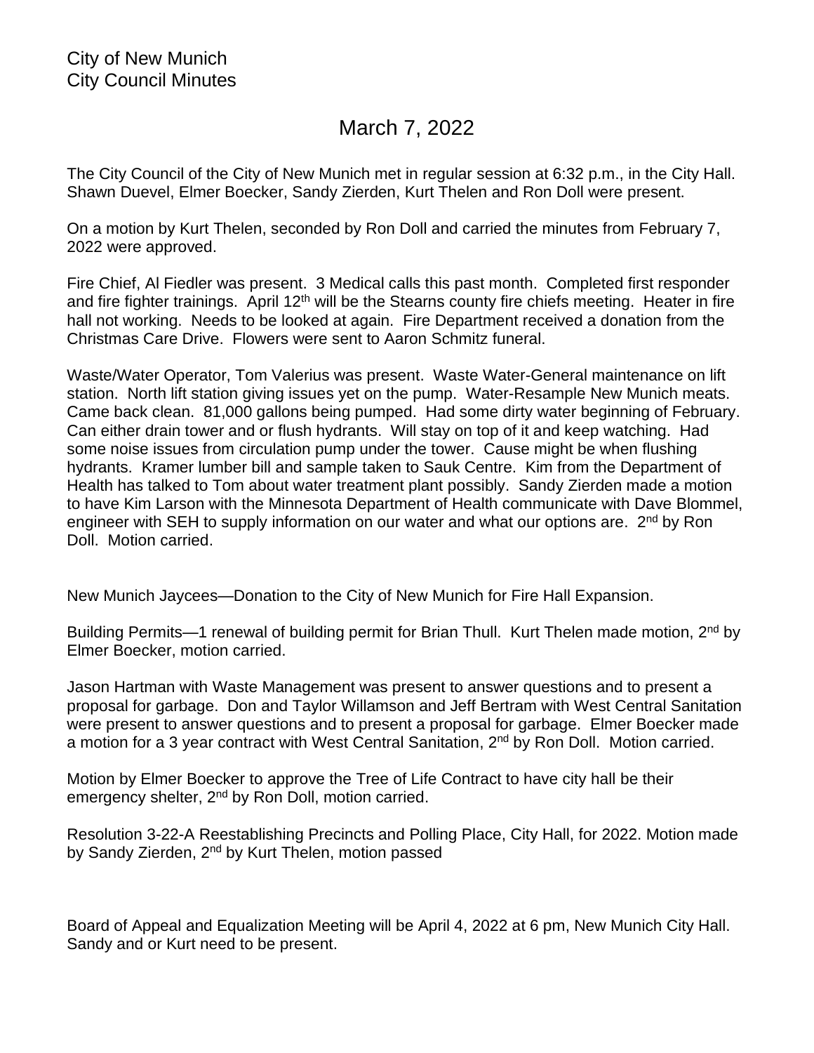City of New Munich
City Council Minutes

# March 7, 2022

The City Council of the City of New Munich met in regular session at 6:32 p.m., in the City Hall. Shawn Duevel, Elmer Boecker, Sandy Zierden, Kurt Thelen and Ron Doll were present.

On a motion by Kurt Thelen, seconded by Ron Doll and carried the minutes from February 7, 2022 were approved.

Fire Chief, Al Fiedler was present. 3 Medical calls this past month. Completed first responder and fire fighter trainings. April 12th will be the Stearns county fire chiefs meeting. Heater in fire hall not working. Needs to be looked at again. Fire Department received a donation from the Christmas Care Drive. Flowers were sent to Aaron Schmitz funeral.

Waste/Water Operator, Tom Valerius was present. Waste Water-General maintenance on lift station. North lift station giving issues yet on the pump. Water-Resample New Munich meats. Came back clean. 81,000 gallons being pumped. Had some dirty water beginning of February. Can either drain tower and or flush hydrants. Will stay on top of it and keep watching. Had some noise issues from circulation pump under the tower. Cause might be when flushing hydrants. Kramer lumber bill and sample taken to Sauk Centre. Kim from the Department of Health has talked to Tom about water treatment plant possibly. Sandy Zierden made a motion to have Kim Larson with the Minnesota Department of Health communicate with Dave Blommel, engineer with SEH to supply information on our water and what our options are. 2nd by Ron Doll. Motion carried.

New Munich Jaycees—Donation to the City of New Munich for Fire Hall Expansion.

Building Permits—1 renewal of building permit for Brian Thull. Kurt Thelen made motion, 2nd by Elmer Boecker, motion carried.

Jason Hartman with Waste Management was present to answer questions and to present a proposal for garbage. Don and Taylor Willamson and Jeff Bertram with West Central Sanitation were present to answer questions and to present a proposal for garbage. Elmer Boecker made a motion for a 3 year contract with West Central Sanitation, 2nd by Ron Doll. Motion carried.

Motion by Elmer Boecker to approve the Tree of Life Contract to have city hall be their emergency shelter, 2nd by Ron Doll, motion carried.

Resolution 3-22-A Reestablishing Precincts and Polling Place, City Hall, for 2022. Motion made by Sandy Zierden, 2nd by Kurt Thelen, motion passed

Board of Appeal and Equalization Meeting will be April 4, 2022 at 6 pm, New Munich City Hall. Sandy and or Kurt need to be present.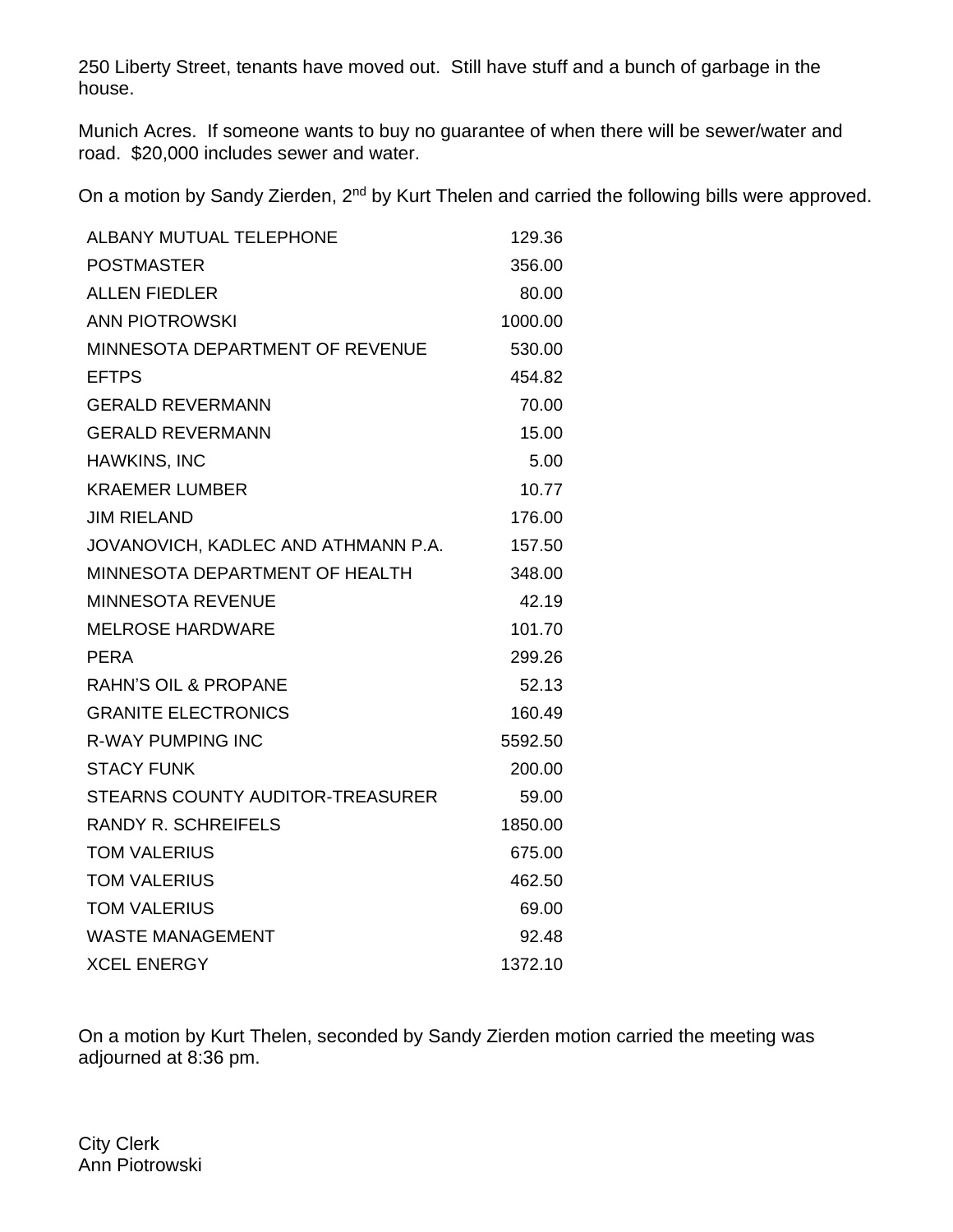250 Liberty Street, tenants have moved out. Still have stuff and a bunch of garbage in the house.

Munich Acres. If someone wants to buy no guarantee of when there will be sewer/water and road. $20,000 includes sewer and water.

On a motion by Sandy Zierden, 2nd by Kurt Thelen and carried the following bills were approved.

| | |
|---|---|
| ALBANY MUTUAL TELEPHONE | 129.36 |
| POSTMASTER | 356.00 |
| ALLEN FIEDLER | 80.00 |
| ANN PIOTROWSKI | 1000.00 |
| MINNESOTA DEPARTMENT OF REVENUE | 530.00 |
| EFTPS | 454.82 |
| GERALD REVERMANN | 70.00 |
| GERALD REVERMANN | 15.00 |
| HAWKINS, INC | 5.00 |
| KRAEMER LUMBER | 10.77 |
| JIM RIELAND | 176.00 |
| JOVANOVICH, KADLEC AND ATHMANN P.A. | 157.50 |
| MINNESOTA DEPARTMENT OF HEALTH | 348.00 |
| MINNESOTA REVENUE | 42.19 |
| MELROSE HARDWARE | 101.70 |
| PERA | 299.26 |
| RAHN'S OIL & PROPANE | 52.13 |
| GRANITE ELECTRONICS | 160.49 |
| R-WAY PUMPING INC | 5592.50 |
| STACY FUNK | 200.00 |
| STEARNS COUNTY AUDITOR-TREASURER | 59.00 |
| RANDY R. SCHREIFELS | 1850.00 |
| TOM VALERIUS | 675.00 |
| TOM VALERIUS | 462.50 |
| TOM VALERIUS | 69.00 |
| WASTE MANAGEMENT | 92.48 |
| XCEL ENERGY | 1372.10 |

On a motion by Kurt Thelen, seconded by Sandy Zierden motion carried the meeting was adjourned at 8:36 pm.

City Clerk
Ann Piotrowski